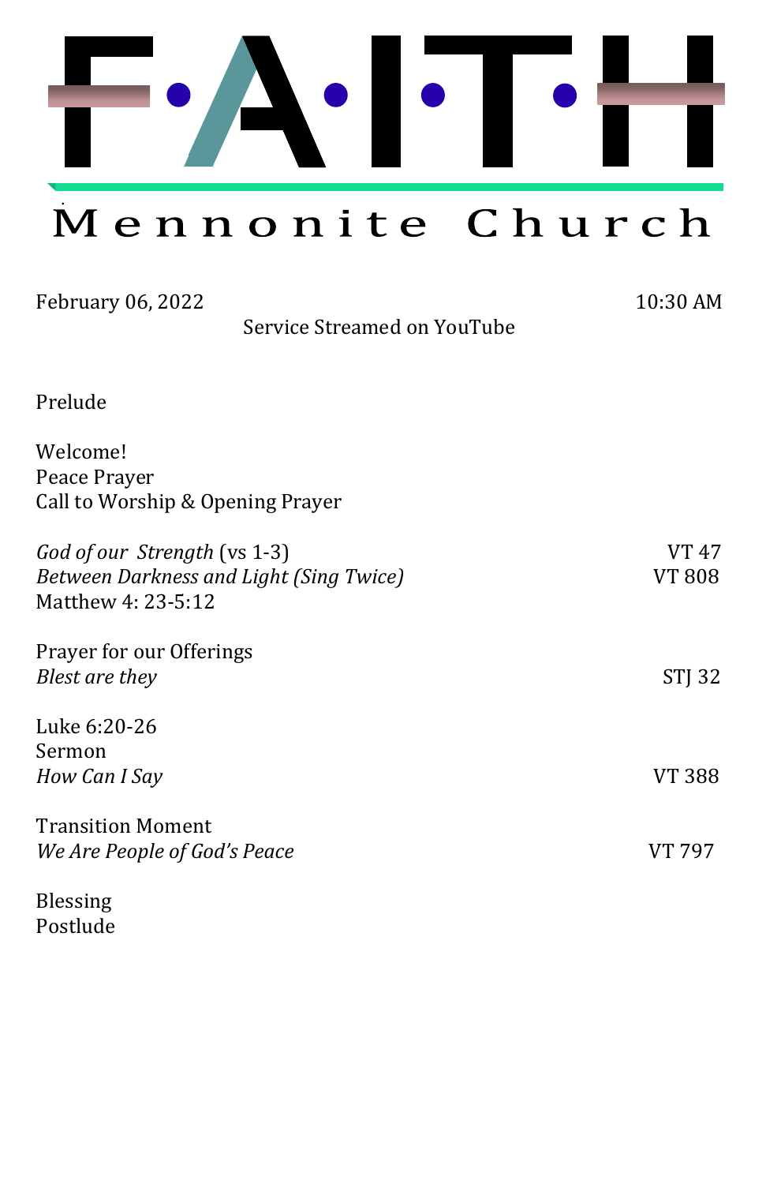# F·A·I·T·H

## Mennonite Church

February 06, 2022 10:30 AM

Service Streamed on YouTube

Prelude

Welcome!
Peace Prayer
Call to Worship & Opening Prayer

*God of our Strength* (vs 1-3) VT 47
*Between Darkness and Light (Sing Twice)* VT 808
Matthew 4: 23-5:12

Prayer for our Offerings
*Blest are they* STJ 32

Luke 6:20-26
Sermon
*How Can I Say* VT 388

Transition Moment
*We Are People of God's Peace* VT 797

Blessing
Postlude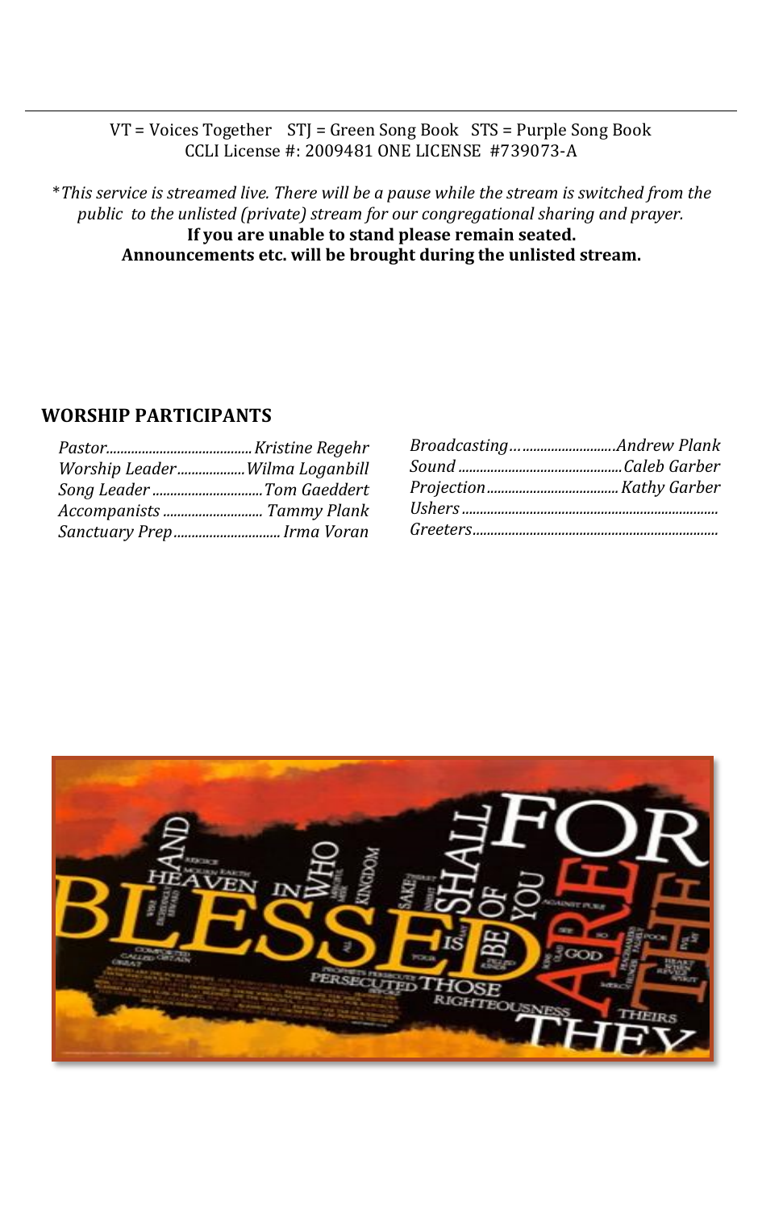VT = Voices Together  STJ = Green Song Book  STS = Purple Song Book
CCLI License #: 2009481 ONE LICENSE #739073-A

**\****This service is streamed live. There will be a pause while the stream is switched from the public to the unlisted (private) stream for our congregational sharing and prayer.*
**If you are unable to stand please remain seated.**
**Announcements etc. will be brought during the unlisted stream.**

## WORSHIP PARTICIPANTS

*Pastor*........................................ *Kristine Regehr*
*Worship Leader*.................. *Wilma Loganbill*
*Song Leader* .............................. *Tom Gaeddert*
*Accompanists* ........................... *Tammy Plank*
*Sanctuary Prep*............................ *Irma Voran*

*Broadcasting*…...........................*Andrew Plank*
*Sound* ............................................. *Caleb Garber*
*Projection* .................................... *Kathy Garber*
*Ushers* .......................................................................
*Greeters*....................................................................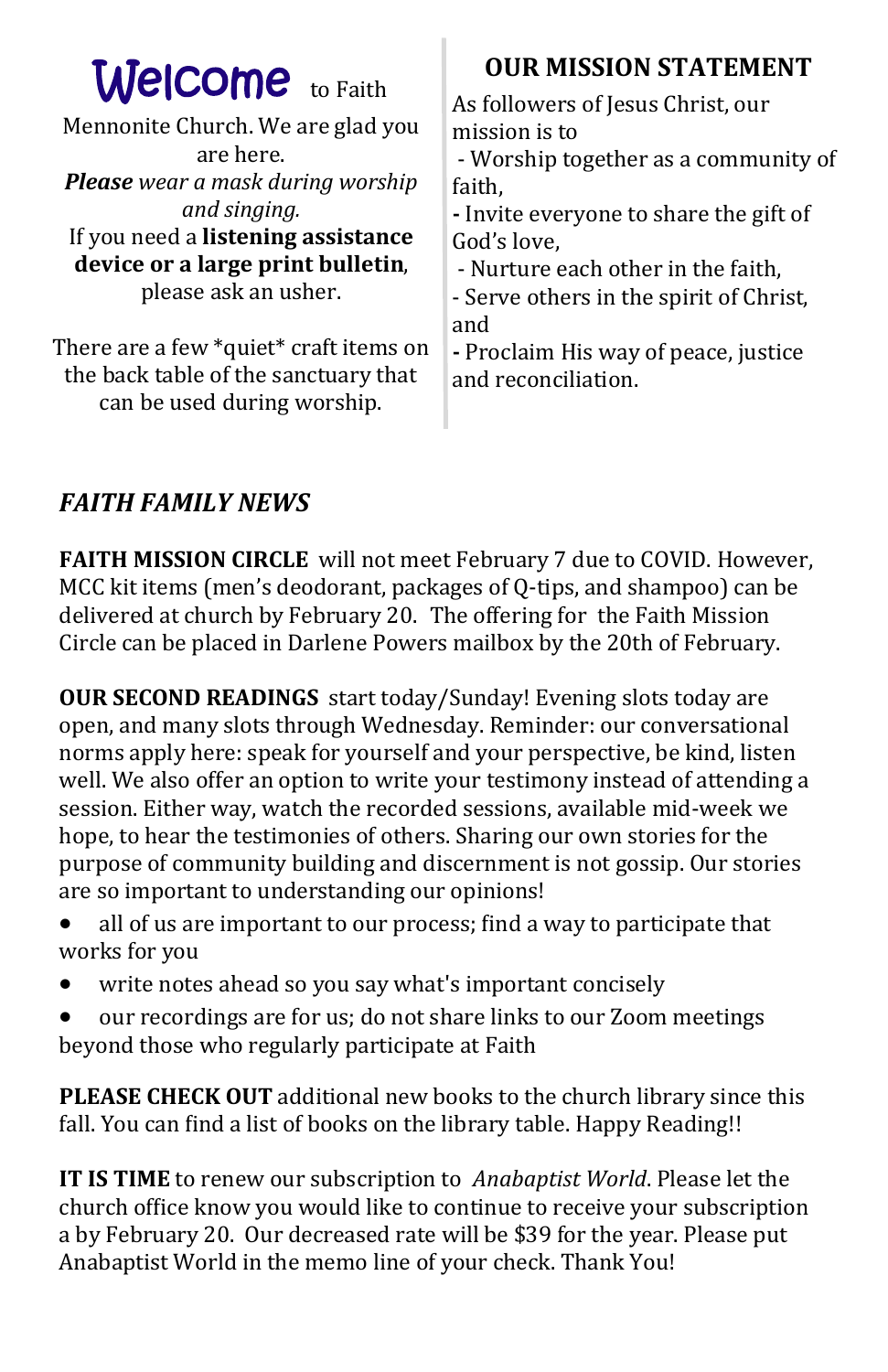# Welcome to Faith Mennonite Church. We are glad you are here.

***Please** wear a mask during worship and singing.*

If you need a **listening assistance device or a large print bulletin**, please ask an usher.

There are a few *quiet* craft items on the back table of the sanctuary that can be used during worship.

## OUR MISSION STATEMENT

As followers of Jesus Christ, our mission is to

- Worship together as a community of faith,
- Invite everyone to share the gift of God's love,
- Nurture each other in the faith,
- Serve others in the spirit of Christ, and
- Proclaim His way of peace, justice and reconciliation.

## *FAITH FAMILY NEWS*

**FAITH MISSION CIRCLE** will not meet February 7 due to COVID. However, MCC kit items (men's deodorant, packages of Q-tips, and shampoo) can be delivered at church by February 20. The offering for the Faith Mission Circle can be placed in Darlene Powers mailbox by the 20th of February.

**OUR SECOND READINGS** start today/Sunday! Evening slots today are open, and many slots through Wednesday. Reminder: our conversational norms apply here: speak for yourself and your perspective, be kind, listen well. We also offer an option to write your testimony instead of attending a session. Either way, watch the recorded sessions, available mid-week we hope, to hear the testimonies of others. Sharing our own stories for the purpose of community building and discernment is not gossip. Our stories are so important to understanding our opinions!

- all of us are important to our process; find a way to participate that works for you
- write notes ahead so you say what's important concisely
- our recordings are for us; do not share links to our Zoom meetings beyond those who regularly participate at Faith

**PLEASE CHECK OUT** additional new books to the church library since this fall. You can find a list of books on the library table. Happy Reading!!

**IT IS TIME** to renew our subscription to *Anabaptist World*. Please let the church office know you would like to continue to receive your subscription a by February 20. Our decreased rate will be $39 for the year. Please put Anabaptist World in the memo line of your check. Thank You!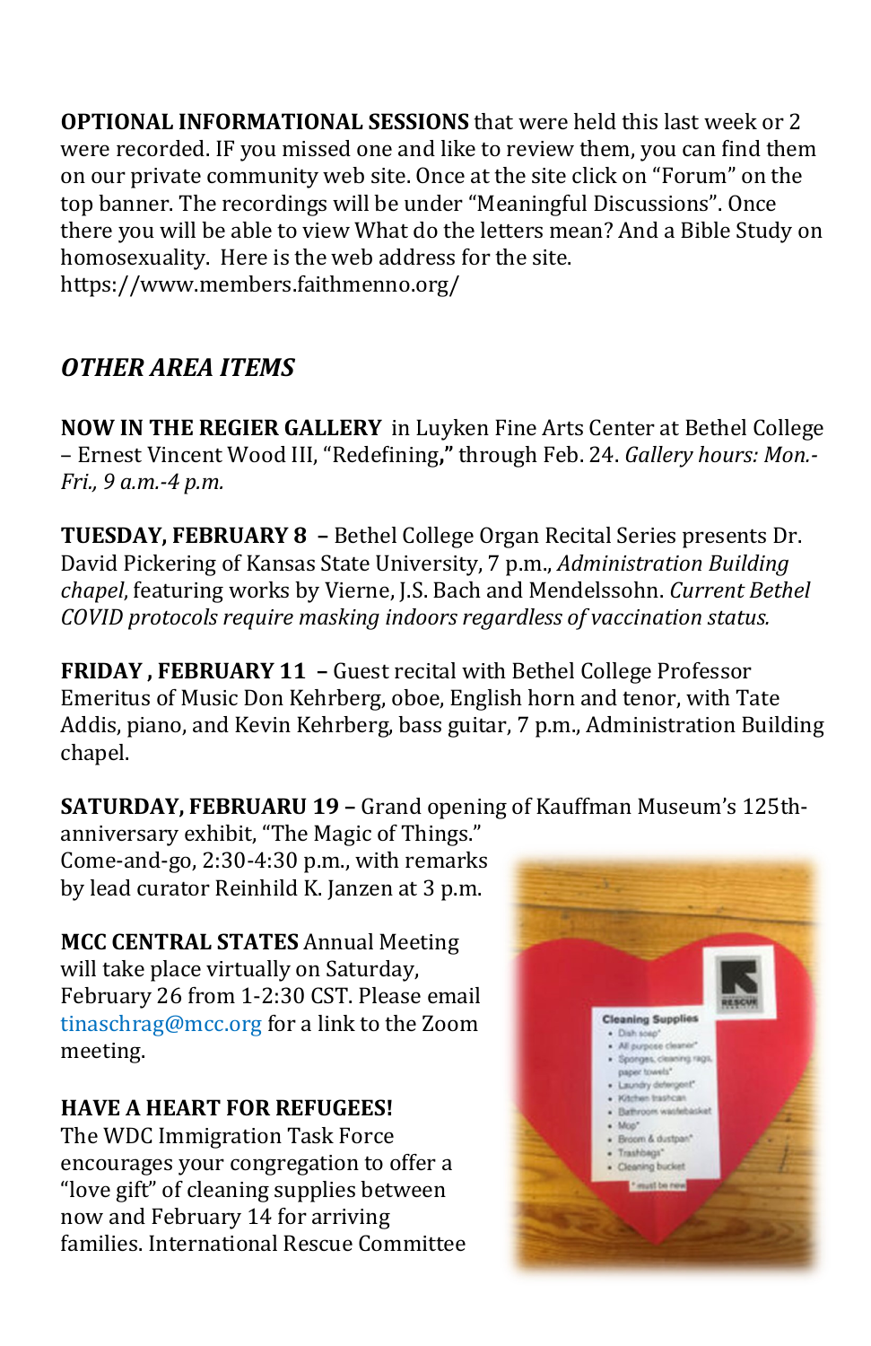**OPTIONAL INFORMATIONAL SESSIONS** that were held this last week or 2 were recorded. IF you missed one and like to review them, you can find them on our private community web site. Once at the site click on "Forum" on the top banner. The recordings will be under "Meaningful Discussions". Once there you will be able to view What do the letters mean? And a Bible Study on homosexuality. Here is the web address for the site. https://www.members.faithmenno.org/

## *OTHER AREA ITEMS*

**NOW IN THE REGIER GALLERY** in Luyken Fine Arts Center at Bethel College – Ernest Vincent Wood III, "Redefining**,"** through Feb. 24. *Gallery hours: Mon.-Fri., 9 a.m.-4 p.m.*

**TUESDAY, FEBRUARY 8** **–** Bethel College Organ Recital Series presents Dr. David Pickering of Kansas State University, 7 p.m., *Administration Building chapel*, featuring works by Vierne, J.S. Bach and Mendelssohn. *Current Bethel COVID protocols require masking indoors regardless of vaccination status.*

**FRIDAY , FEBRUARY 11** **–** Guest recital with Bethel College Professor Emeritus of Music Don Kehrberg, oboe, English horn and tenor, with Tate Addis, piano, and Kevin Kehrberg, bass guitar, 7 p.m., Administration Building chapel.

**SATURDAY, FEBRUARU 19 –** Grand opening of Kauffman Museum's 125th-anniversary exhibit, "The Magic of Things." Come-and-go, 2:30-4:30 p.m., with remarks by lead curator Reinhild K. Janzen at 3 p.m.

**MCC CENTRAL STATES** Annual Meeting will take place virtually on Saturday, February 26 from 1-2:30 CST. Please email tinaschrag@mcc.org for a link to the Zoom meeting.

**HAVE A HEART FOR REFUGEES!**
The WDC Immigration Task Force encourages your congregation to offer a "love gift" of cleaning supplies between now and February 14 for arriving families. International Rescue Committee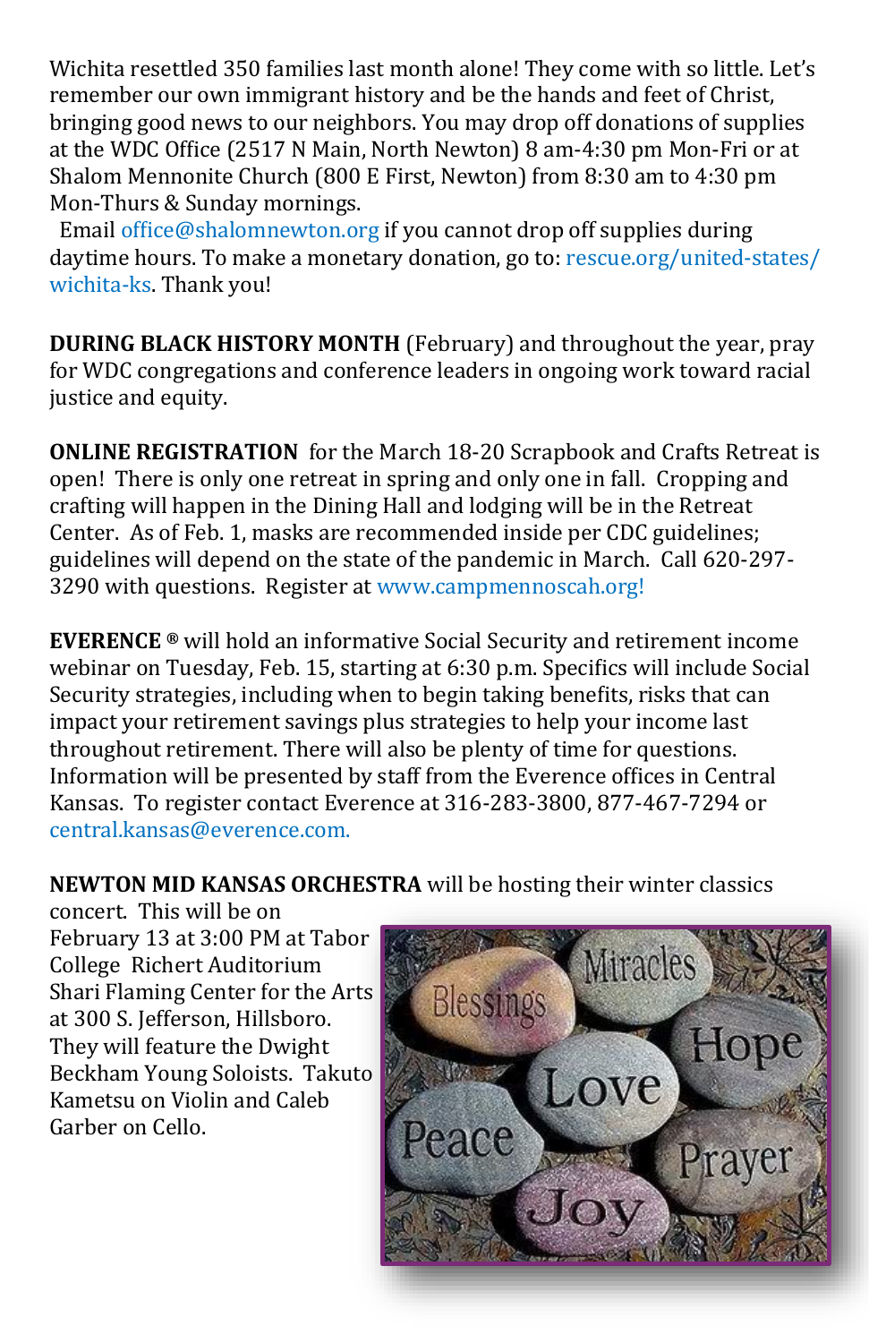Wichita resettled 350 families last month alone! They come with so little. Let's remember our own immigrant history and be the hands and feet of Christ, bringing good news to our neighbors. You may drop off donations of supplies at the WDC Office (2517 N Main, North Newton) 8 am-4:30 pm Mon-Fri or at Shalom Mennonite Church (800 E First, Newton) from 8:30 am to 4:30 pm Mon-Thurs & Sunday mornings.

Email office@shalomnewton.org if you cannot drop off supplies during daytime hours. To make a monetary donation, go to: rescue.org/united-states/wichita-ks. Thank you!

**DURING BLACK HISTORY MONTH** (February) and throughout the year, pray for WDC congregations and conference leaders in ongoing work toward racial justice and equity.

**ONLINE REGISTRATION** for the March 18-20 Scrapbook and Crafts Retreat is open! There is only one retreat in spring and only one in fall. Cropping and crafting will happen in the Dining Hall and lodging will be in the Retreat Center. As of Feb. 1, masks are recommended inside per CDC guidelines; guidelines will depend on the state of the pandemic in March. Call 620-297-3290 with questions. Register at www.campmennoscah.org!

**EVERENCE ®** will hold an informative Social Security and retirement income webinar on Tuesday, Feb. 15, starting at 6:30 p.m. Specifics will include Social Security strategies, including when to begin taking benefits, risks that can impact your retirement savings plus strategies to help your income last throughout retirement. There will also be plenty of time for questions. Information will be presented by staff from the Everence offices in Central Kansas. To register contact Everence at 316-283-3800, 877-467-7294 or central.kansas@everence.com.

**NEWTON MID KANSAS ORCHESTRA** will be hosting their winter classics concert. This will be on February 13 at 3:00 PM at Tabor College Richert Auditorium Shari Flaming Center for the Arts at 300 S. Jefferson, Hillsboro. They will feature the Dwight Beckham Young Soloists. Takuto Kametsu on Violin and Caleb Garber on Cello.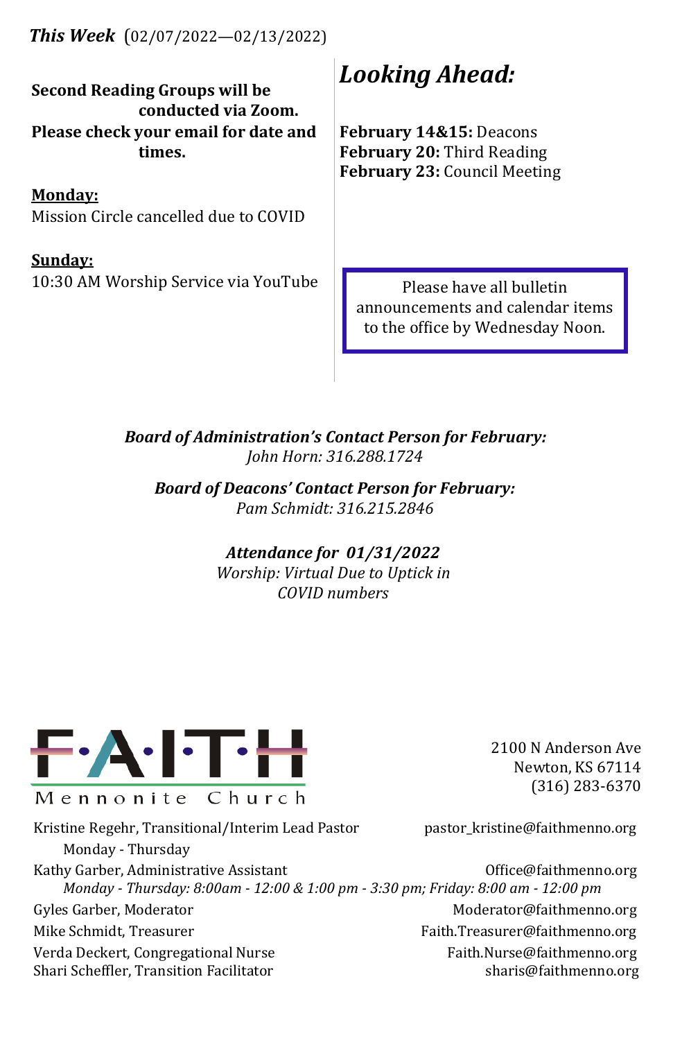***This Week*** (02/07/2022—02/13/2022)

**Second Reading Groups will be conducted via Zoom. Please check your email for date and times.**

**Monday:**
Mission Circle cancelled due to COVID

**Sunday:**
10:30 AM Worship Service via YouTube

## *Looking Ahead:*

**February 14&15:** Deacons
**February 20:** Third Reading
**February 23:** Council Meeting

Please have all bulletin announcements and calendar items to the office by Wednesday Noon.

***Board of Administration's Contact Person for February:***
*John Horn: 316.288.1724*

***Board of Deacons' Contact Person for February:***
*Pam Schmidt: 316.215.2846*

***Attendance for 01/31/2022***
*Worship: Virtual Due to Uptick in COVID numbers*

FAITH Mennonite Church

2100 N Anderson Ave
Newton, KS 67114
(316) 283-6370

Kristine Regehr, Transitional/Interim Lead Pastor — pastor_kristine@faithmenno.org
Monday - Thursday

Kathy Garber, Administrative Assistant — Office@faithmenno.org
*Monday - Thursday: 8:00am - 12:00 & 1:00 pm - 3:30 pm; Friday: 8:00 am - 12:00 pm*

Gyles Garber, Moderator — Moderator@faithmenno.org

Mike Schmidt, Treasurer — Faith.Treasurer@faithmenno.org

Verda Deckert, Congregational Nurse — Faith.Nurse@faithmenno.org

Shari Scheffler, Transition Facilitator — sharis@faithmenno.org